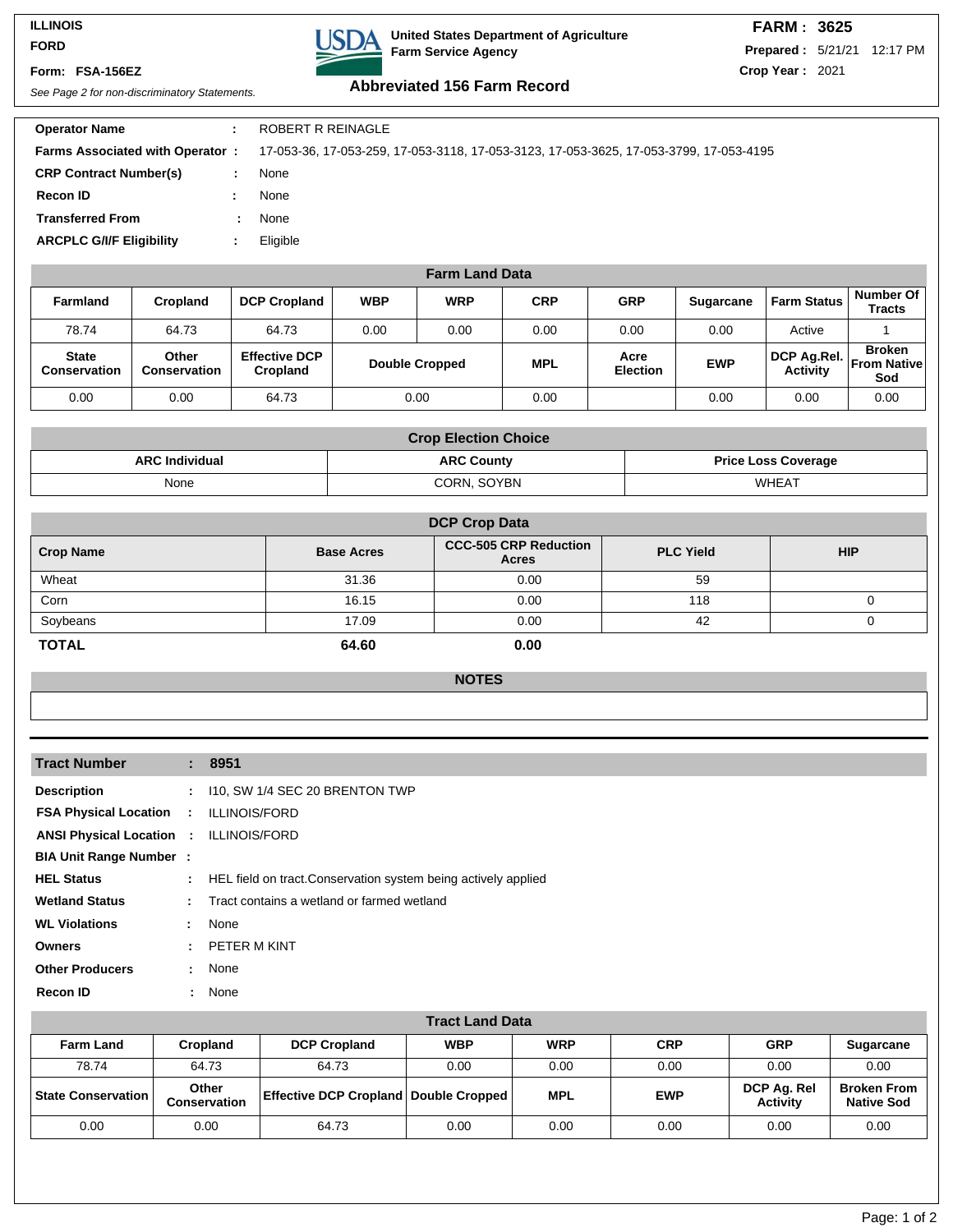**ILLINOIS**
**FORD**
**Form: FSA-156EZ**
*See Page 2 for non-discriminatory Statements.*

**United States Department of Agriculture**
**Farm Service Agency**

## Abbreviated 156 Farm Record

**FARM : 3625**
**Prepared :** 5/21/21 12:17 PM
**Crop Year :** 2021

**Operator Name** : ROBERT R REINAGLE
**Farms Associated with Operator :** 17-053-36, 17-053-259, 17-053-3118, 17-053-3123, 17-053-3625, 17-053-3799, 17-053-4195
**CRP Contract Number(s)** : None
**Recon ID** : None
**Transferred From** : None
**ARCPLC G/I/F Eligibility** : Eligible

### Farm Land Data

| Farmland | Cropland | DCP Cropland | WBP | WRP | CRP | GRP | Sugarcane | Farm Status | Number Of Tracts |
|---|---|---|---|---|---|---|---|---|---|
| 78.74 | 64.73 | 64.73 | 0.00 | 0.00 | 0.00 | 0.00 | 0.00 | Active | 1 |
| **State Conservation** | **Other Conservation** | **Effective DCP Cropland** | **Double Cropped** | | **MPL** | **Acre Election** | **EWP** | **DCP Ag.Rel. Activity** | **Broken From Native Sod** |
| 0.00 | 0.00 | 64.73 | 0.00 | | 0.00 | | 0.00 | 0.00 | 0.00 |

### Crop Election Choice

| ARC Individual | ARC County | Price Loss Coverage |
|---|---|---|
| None | CORN, SOYBN | WHEAT |

### DCP Crop Data

| Crop Name | Base Acres | CCC-505 CRP Reduction Acres | PLC Yield | HIP |
|---|---|---|---|---|
| Wheat | 31.36 | 0.00 | 59 | |
| Corn | 16.15 | 0.00 | 118 | 0 |
| Soybeans | 17.09 | 0.00 | 42 | 0 |
| **TOTAL** | **64.60** | **0.00** | | |

### NOTES

---

**Tract Number** : **8951**

**Description** : I10, SW 1/4 SEC 20 BRENTON TWP
**FSA Physical Location** : ILLINOIS/FORD
**ANSI Physical Location** : ILLINOIS/FORD
**BIA Unit Range Number** :
**HEL Status** : HEL field on tract.Conservation system being actively applied
**Wetland Status** : Tract contains a wetland or farmed wetland
**WL Violations** : None
**Owners** : PETER M KINT
**Other Producers** : None
**Recon ID** : None

### Tract Land Data

| Farm Land | Cropland | DCP Cropland | WBP | WRP | CRP | GRP | Sugarcane |
|---|---|---|---|---|---|---|---|
| 78.74 | 64.73 | 64.73 | 0.00 | 0.00 | 0.00 | 0.00 | 0.00 |
| **State Conservation** | **Other Conservation** | **Effective DCP Cropland** | **Double Cropped** | **MPL** | **EWP** | **DCP Ag. Rel Activity** | **Broken From Native Sod** |
| 0.00 | 0.00 | 64.73 | 0.00 | 0.00 | 0.00 | 0.00 | 0.00 |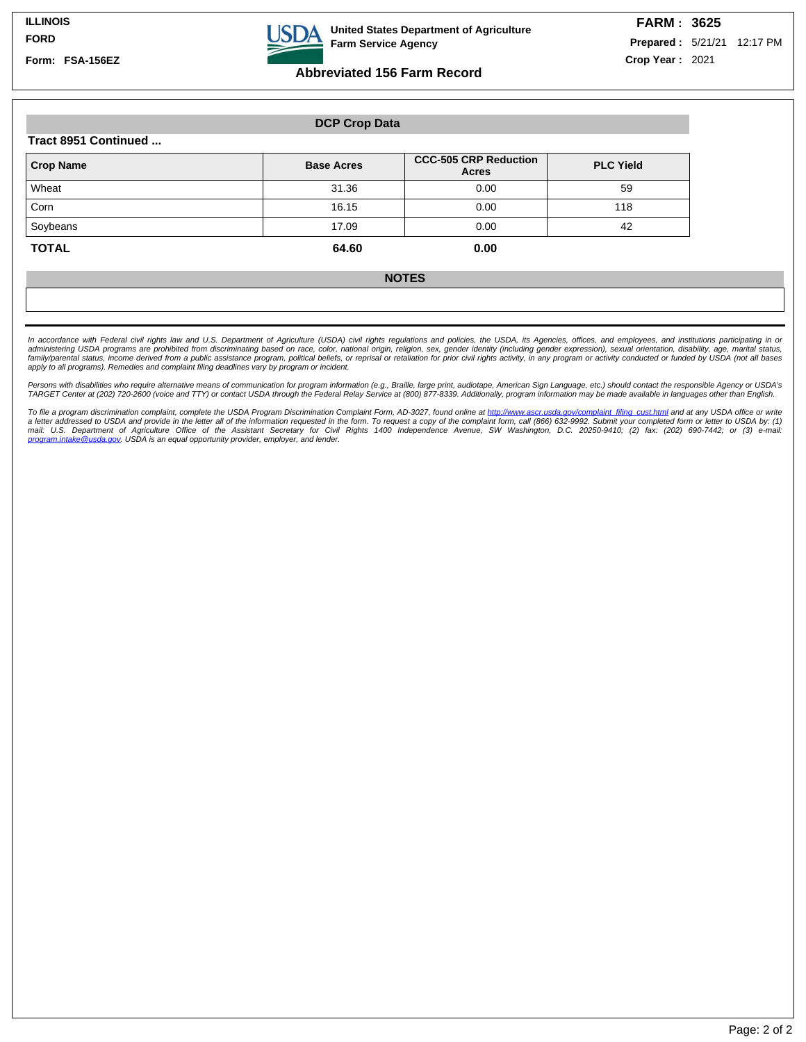**ILLINOIS**
**FORD**
**Form: FSA-156EZ**

**United States Department of Agriculture**
**Farm Service Agency**

## Abbreviated 156 Farm Record

**FARM : 3625**
**Prepared :** 5/21/21 12:17 PM
**Crop Year :** 2021

### DCP Crop Data

**Tract 8951 Continued ...**

| Crop Name | Base Acres | CCC-505 CRP Reduction Acres | PLC Yield |
|---|---|---|---|
| Wheat | 31.36 | 0.00 | 59 |
| Corn | 16.15 | 0.00 | 118 |
| Soybeans | 17.09 | 0.00 | 42 |
| **TOTAL** | **64.60** | **0.00** | |

### NOTES

*In accordance with Federal civil rights law and U.S. Department of Agriculture (USDA) civil rights regulations and policies, the USDA, its Agencies, offices, and employees, and institutions participating in or administering USDA programs are prohibited from discriminating based on race, color, national origin, religion, sex, gender identity (including gender expression), sexual orientation, disability, age, marital status, family/parental status, income derived from a public assistance program, political beliefs, or reprisal or retaliation for prior civil rights activity, in any program or activity conducted or funded by USDA (not all bases apply to all programs). Remedies and complaint filing deadlines vary by program or incident.*

*Persons with disabilities who require alternative means of communication for program information (e.g., Braille, large print, audiotape, American Sign Language, etc.) should contact the responsible Agency or USDA's TARGET Center at (202) 720-2600 (voice and TTY) or contact USDA through the Federal Relay Service at (800) 877-8339. Additionally, program information may be made available in languages other than English.*

*To file a program discrimination complaint, complete the USDA Program Discrimination Complaint Form, AD-3027, found online at http://www.ascr.usda.gov/complaint_filing_cust.html and at any USDA office or write a letter addressed to USDA and provide in the letter all of the information requested in the form. To request a copy of the complaint form, call (866) 632-9992. Submit your completed form or letter to USDA by: (1) mail: U.S. Department of Agriculture Office of the Assistant Secretary for Civil Rights 1400 Independence Avenue, SW Washington, D.C. 20250-9410; (2) fax: (202) 690-7442; or (3) e-mail: program.intake@usda.gov. USDA is an equal opportunity provider, employer, and lender.*